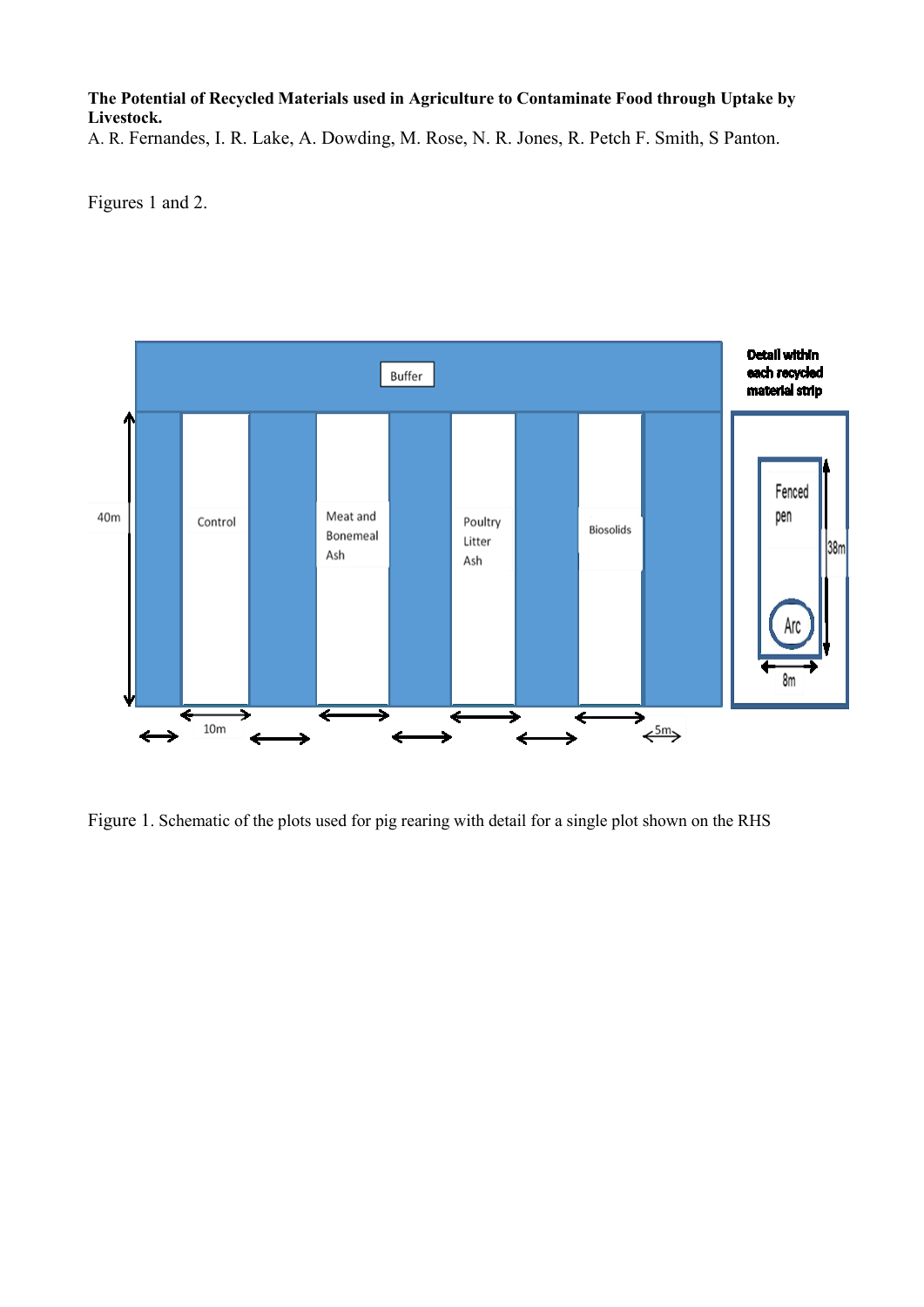**The Potential of Recycled Materials used in Agriculture to Contaminate Food through Uptake by Livestock.**

A. R. Fernandes, I. R. Lake, A. Dowding, M. Rose, N. R. Jones, R. Petch F. Smith, S Panton.

Figures 1 and 2.

Figure 1. Schematic of the plots used for pig rearing with detail for a single plot shown on the RHS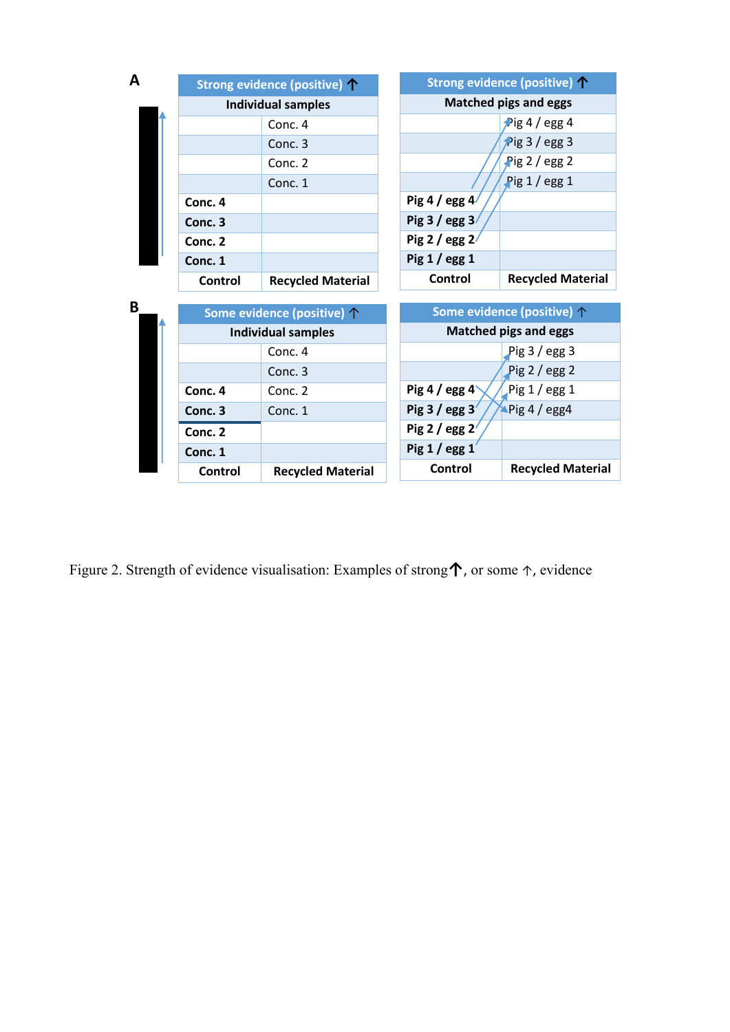**A**

| Strong evidence (positive) ↑ | |
|---|---|
| Individual samples | |
| | Conc. 4 |
| | Conc. 3 |
| | Conc. 2 |
| | Conc. 1 |
| **Conc. 4** | |
| **Conc. 3** | |
| **Conc. 2** | |
| **Conc. 1** | |
| **Control** | **Recycled Material** |

| Strong evidence (positive) ↑ | |
|---|---|
| Matched pigs and eggs | |
| | Pig 4 / egg 4 |
| | Pig 3 / egg 3 |
| | Pig 2 / egg 2 |
| | Pig 1 / egg 1 |
| **Pig 4 / egg 4** | |
| **Pig 3 / egg 3** | |
| **Pig 2 / egg 2** | |
| **Pig 1 / egg 1** | |
| **Control** | **Recycled Material** |

**B**

| Some evidence (positive) ↑ | |
|---|---|
| Individual samples | |
| | Conc. 4 |
| | Conc. 3 |
| **Conc. 4** | Conc. 2 |
| **Conc. 3** | Conc. 1 |
| **Conc. 2** | |
| **Conc. 1** | |
| **Control** | **Recycled Material** |

| Some evidence (positive) ↑ | |
|---|---|
| Matched pigs and eggs | |
| | Pig 3 / egg 3 |
| | Pig 2 / egg 2 |
| **Pig 4 / egg 4** | Pig 1 / egg 1 |
| **Pig 3 / egg 3** | Pig 4 / egg4 |
| **Pig 2 / egg 2** | |
| **Pig 1 / egg 1** | |
| **Control** | **Recycled Material** |

Figure 2. Strength of evidence visualisation: Examples of strong ↑, or some ↑, evidence